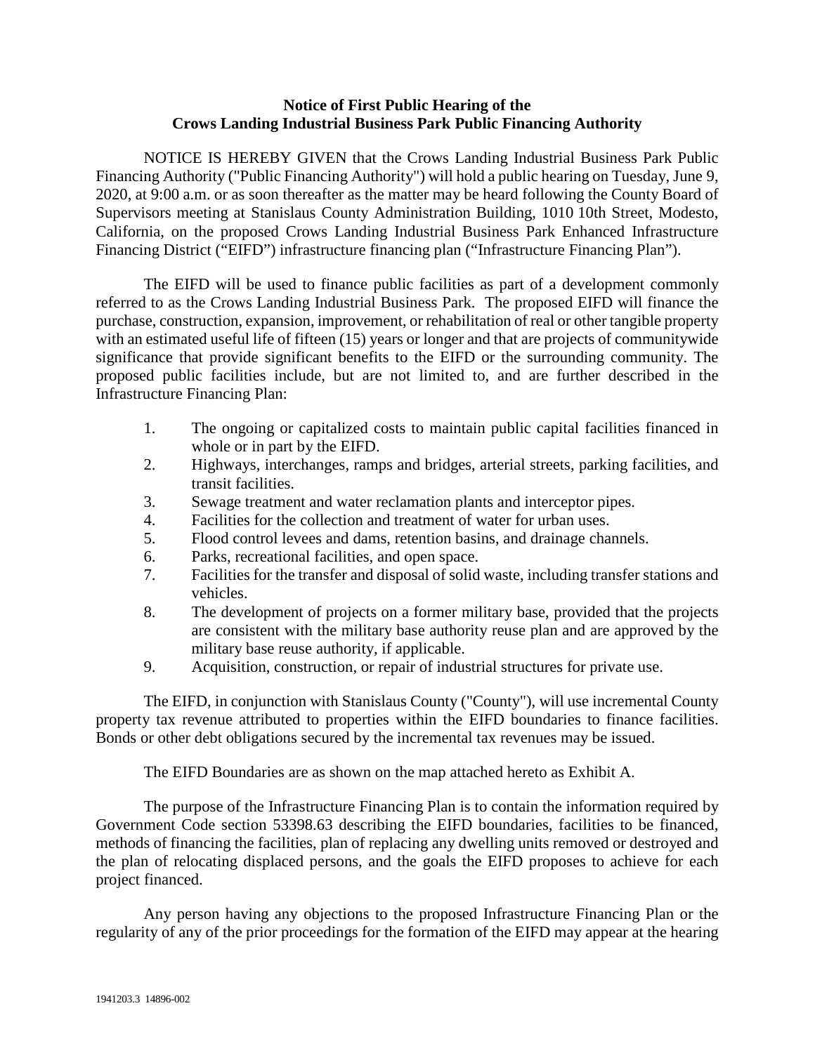**Notice of First Public Hearing of the Crows Landing Industrial Business Park Public Financing Authority**

NOTICE IS HEREBY GIVEN that the Crows Landing Industrial Business Park Public Financing Authority ("Public Financing Authority") will hold a public hearing on Tuesday, June 9, 2020, at 9:00 a.m. or as soon thereafter as the matter may be heard following the County Board of Supervisors meeting at Stanislaus County Administration Building, 1010 10th Street, Modesto, California, on the proposed Crows Landing Industrial Business Park Enhanced Infrastructure Financing District ("EIFD") infrastructure financing plan ("Infrastructure Financing Plan").

The EIFD will be used to finance public facilities as part of a development commonly referred to as the Crows Landing Industrial Business Park. The proposed EIFD will finance the purchase, construction, expansion, improvement, or rehabilitation of real or other tangible property with an estimated useful life of fifteen (15) years or longer and that are projects of communitywide significance that provide significant benefits to the EIFD or the surrounding community. The proposed public facilities include, but are not limited to, and are further described in the Infrastructure Financing Plan:

1. The ongoing or capitalized costs to maintain public capital facilities financed in whole or in part by the EIFD.
2. Highways, interchanges, ramps and bridges, arterial streets, parking facilities, and transit facilities.
3. Sewage treatment and water reclamation plants and interceptor pipes.
4. Facilities for the collection and treatment of water for urban uses.
5. Flood control levees and dams, retention basins, and drainage channels.
6. Parks, recreational facilities, and open space.
7. Facilities for the transfer and disposal of solid waste, including transfer stations and vehicles.
8. The development of projects on a former military base, provided that the projects are consistent with the military base authority reuse plan and are approved by the military base reuse authority, if applicable.
9. Acquisition, construction, or repair of industrial structures for private use.

The EIFD, in conjunction with Stanislaus County ("County"), will use incremental County property tax revenue attributed to properties within the EIFD boundaries to finance facilities. Bonds or other debt obligations secured by the incremental tax revenues may be issued.

The EIFD Boundaries are as shown on the map attached hereto as Exhibit A.

The purpose of the Infrastructure Financing Plan is to contain the information required by Government Code section 53398.63 describing the EIFD boundaries, facilities to be financed, methods of financing the facilities, plan of replacing any dwelling units removed or destroyed and the plan of relocating displaced persons, and the goals the EIFD proposes to achieve for each project financed.

Any person having any objections to the proposed Infrastructure Financing Plan or the regularity of any of the prior proceedings for the formation of the EIFD may appear at the hearing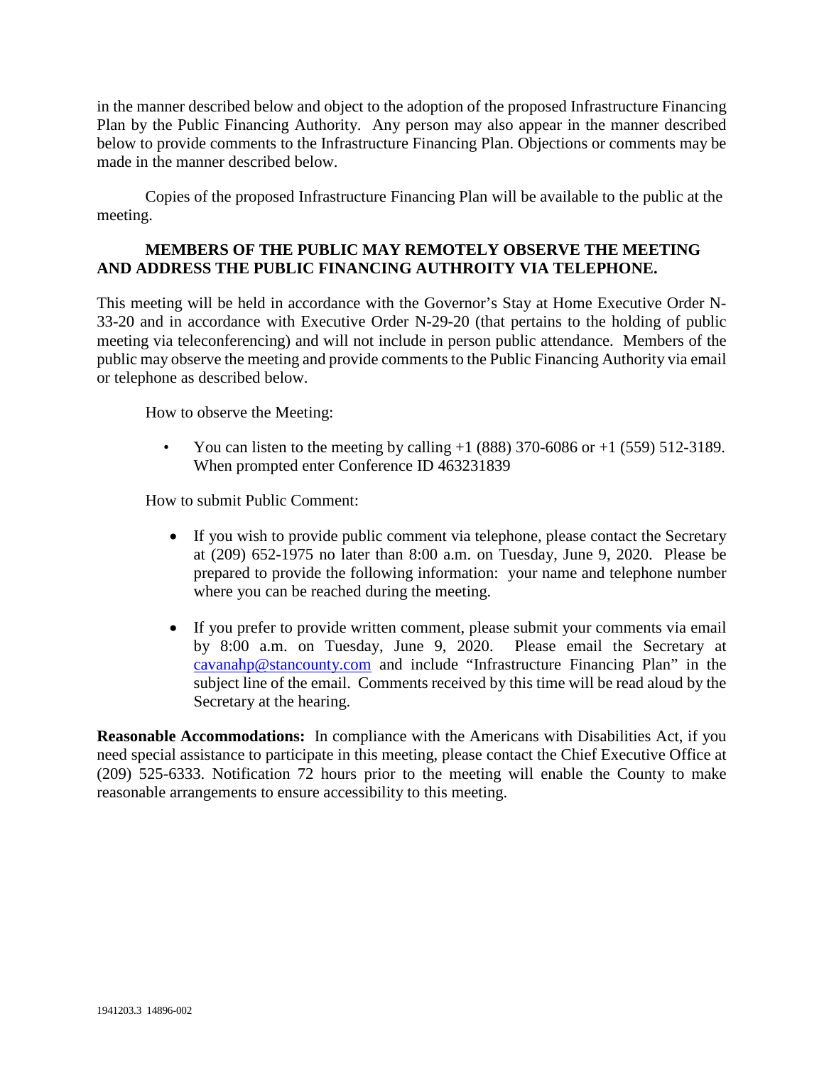in the manner described below and object to the adoption of the proposed Infrastructure Financing Plan by the Public Financing Authority. Any person may also appear in the manner described below to provide comments to the Infrastructure Financing Plan. Objections or comments may be made in the manner described below.

Copies of the proposed Infrastructure Financing Plan will be available to the public at the meeting.

**MEMBERS OF THE PUBLIC MAY REMOTELY OBSERVE THE MEETING AND ADDRESS THE PUBLIC FINANCING AUTHROITY VIA TELEPHONE.**

This meeting will be held in accordance with the Governor's Stay at Home Executive Order N-33-20 and in accordance with Executive Order N-29-20 (that pertains to the holding of public meeting via teleconferencing) and will not include in person public attendance. Members of the public may observe the meeting and provide comments to the Public Financing Authority via email or telephone as described below.

How to observe the Meeting:

- You can listen to the meeting by calling +1 (888) 370-6086 or +1 (559) 512-3189. When prompted enter Conference ID 463231839

How to submit Public Comment:

- If you wish to provide public comment via telephone, please contact the Secretary at (209) 652-1975 no later than 8:00 a.m. on Tuesday, June 9, 2020. Please be prepared to provide the following information: your name and telephone number where you can be reached during the meeting.

- If you prefer to provide written comment, please submit your comments via email by 8:00 a.m. on Tuesday, June 9, 2020. Please email the Secretary at cavanahp@stancounty.com and include "Infrastructure Financing Plan" in the subject line of the email. Comments received by this time will be read aloud by the Secretary at the hearing.

**Reasonable Accommodations:** In compliance with the Americans with Disabilities Act, if you need special assistance to participate in this meeting, please contact the Chief Executive Office at (209) 525-6333. Notification 72 hours prior to the meeting will enable the County to make reasonable arrangements to ensure accessibility to this meeting.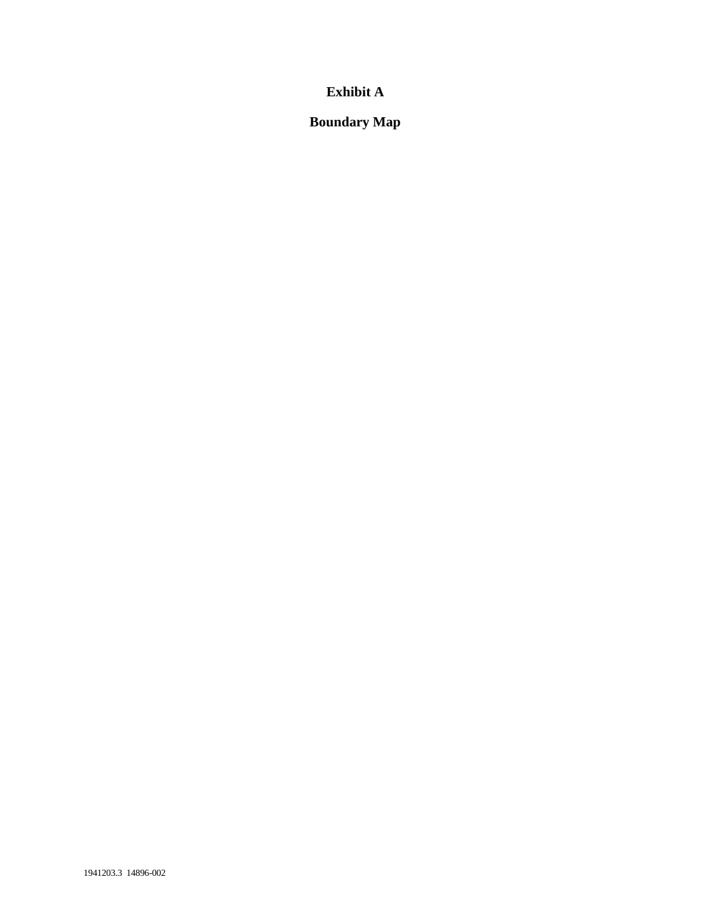# Exhibit A

## Boundary Map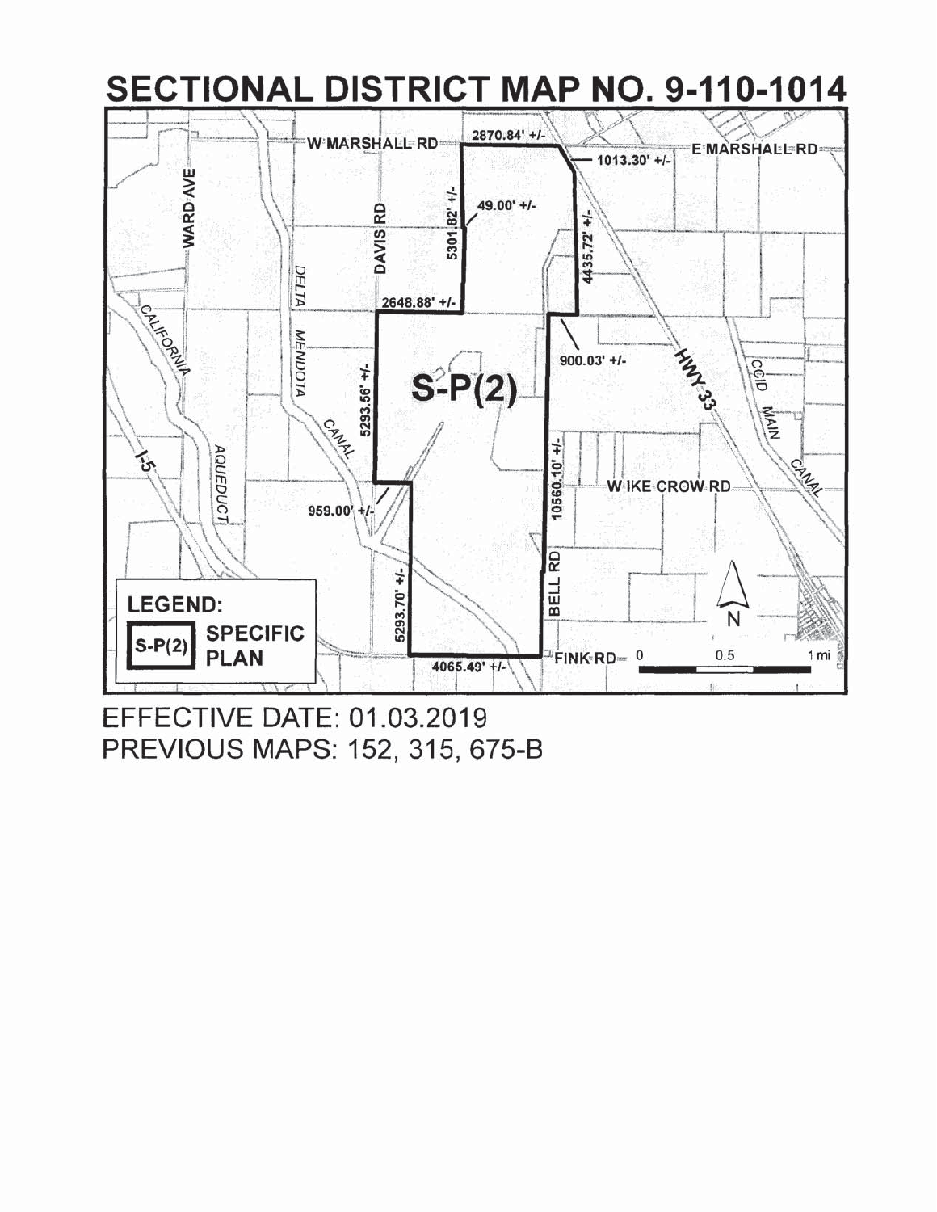# SECTIONAL DISTRICT MAP NO. 9-110-1014

W MARSHALL RD

E MARSHALL RD

2870.84' +/-

1013.30' +/-

WARD AVE

DAVIS RD

5301.82' +/-

49.00' +/-

4435.72' +/-

DELTA MENDOTA CANAL

2648.88' +/-

CALIFORNIA AQUEDUCT

900.03' +/-

HWY 33

5293.56' +/-

S-P(2)

CCID MAIN CANAL

I-5

10560.10' +/-

W IKE CROW RD

959.00' +/-

BELL RD

5293.70' +/-

LEGEND:

S-P(2) SPECIFIC PLAN

FINK RD

4065.49' +/-

0 0.5 1 mi

N

EFFECTIVE DATE: 01.03.2019

PREVIOUS MAPS: 152, 315, 675-B